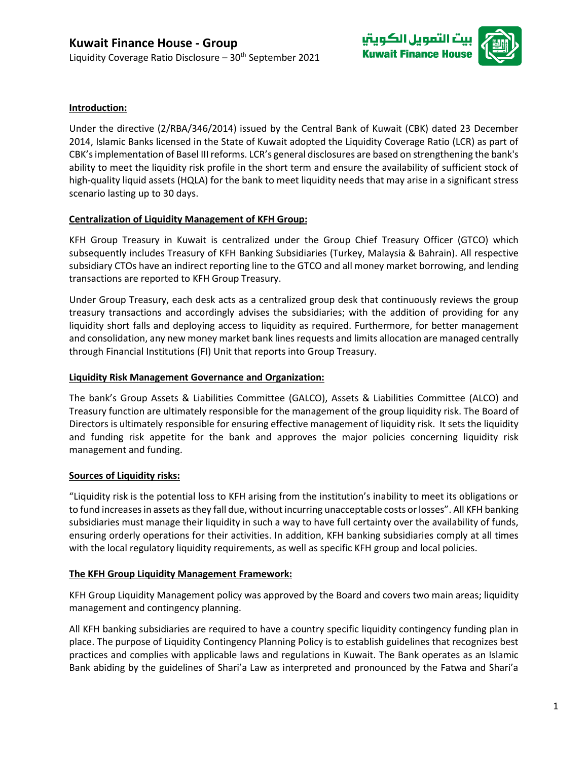# Kuwait Finance House - Group

Liquidity Coverage Ratio Disclosure – 30th September 2021

## Introduction:

Under the directive (2/RBA/346/2014) issued by the Central Bank of Kuwait (CBK) dated 23 December 2014, Islamic Banks licensed in the State of Kuwait adopted the Liquidity Coverage Ratio (LCR) as part of CBK's implementation of Basel III reforms. LCR's general disclosures are based on strengthening the bank's ability to meet the liquidity risk profile in the short term and ensure the availability of sufficient stock of high-quality liquid assets (HQLA) for the bank to meet liquidity needs that may arise in a significant stress scenario lasting up to 30 days.

## Centralization of Liquidity Management of KFH Group:

KFH Group Treasury in Kuwait is centralized under the Group Chief Treasury Officer (GTCO) which subsequently includes Treasury of KFH Banking Subsidiaries (Turkey, Malaysia & Bahrain). All respective subsidiary CTOs have an indirect reporting line to the GTCO and all money market borrowing, and lending transactions are reported to KFH Group Treasury.

Under Group Treasury, each desk acts as a centralized group desk that continuously reviews the group treasury transactions and accordingly advises the subsidiaries; with the addition of providing for any liquidity short falls and deploying access to liquidity as required. Furthermore, for better management and consolidation, any new money market bank lines requests and limits allocation are managed centrally through Financial Institutions (FI) Unit that reports into Group Treasury.

## Liquidity Risk Management Governance and Organization:

The bank's Group Assets & Liabilities Committee (GALCO), Assets & Liabilities Committee (ALCO) and Treasury function are ultimately responsible for the management of the group liquidity risk. The Board of Directors is ultimately responsible for ensuring effective management of liquidity risk. It sets the liquidity and funding risk appetite for the bank and approves the major policies concerning liquidity risk management and funding.

## Sources of Liquidity risks:

"Liquidity risk is the potential loss to KFH arising from the institution's inability to meet its obligations or to fund increases in assets as they fall due, without incurring unacceptable costs or losses". All KFH banking subsidiaries must manage their liquidity in such a way to have full certainty over the availability of funds, ensuring orderly operations for their activities. In addition, KFH banking subsidiaries comply at all times with the local regulatory liquidity requirements, as well as specific KFH group and local policies.

## The KFH Group Liquidity Management Framework:

KFH Group Liquidity Management policy was approved by the Board and covers two main areas; liquidity management and contingency planning.

All KFH banking subsidiaries are required to have a country specific liquidity contingency funding plan in place. The purpose of Liquidity Contingency Planning Policy is to establish guidelines that recognizes best practices and complies with applicable laws and regulations in Kuwait. The Bank operates as an Islamic Bank abiding by the guidelines of Shari'a Law as interpreted and pronounced by the Fatwa and Shari'a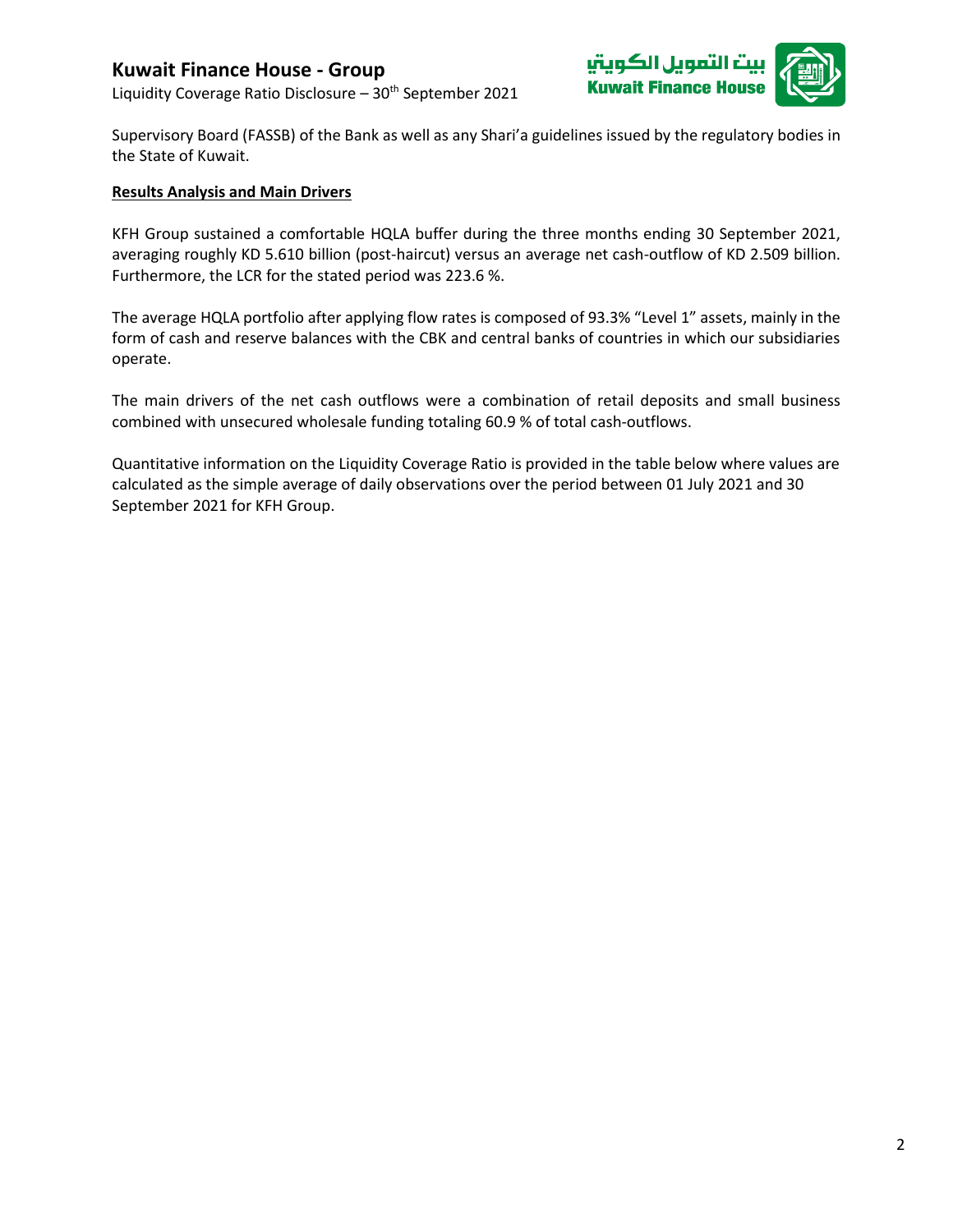Supervisory Board (FASSB) of the Bank as well as any Shari'a guidelines issued by the regulatory bodies in the State of Kuwait.

**Results Analysis and Main Drivers**

KFH Group sustained a comfortable HQLA buffer during the three months ending 30 September 2021, averaging roughly KD 5.610 billion (post-haircut) versus an average net cash-outflow of KD 2.509 billion. Furthermore, the LCR for the stated period was 223.6 %.

The average HQLA portfolio after applying flow rates is composed of 93.3% "Level 1" assets, mainly in the form of cash and reserve balances with the CBK and central banks of countries in which our subsidiaries operate.

The main drivers of the net cash outflows were a combination of retail deposits and small business combined with unsecured wholesale funding totaling 60.9 % of total cash-outflows.

Quantitative information on the Liquidity Coverage Ratio is provided in the table below where values are calculated as the simple average of daily observations over the period between 01 July 2021 and 30 September 2021 for KFH Group.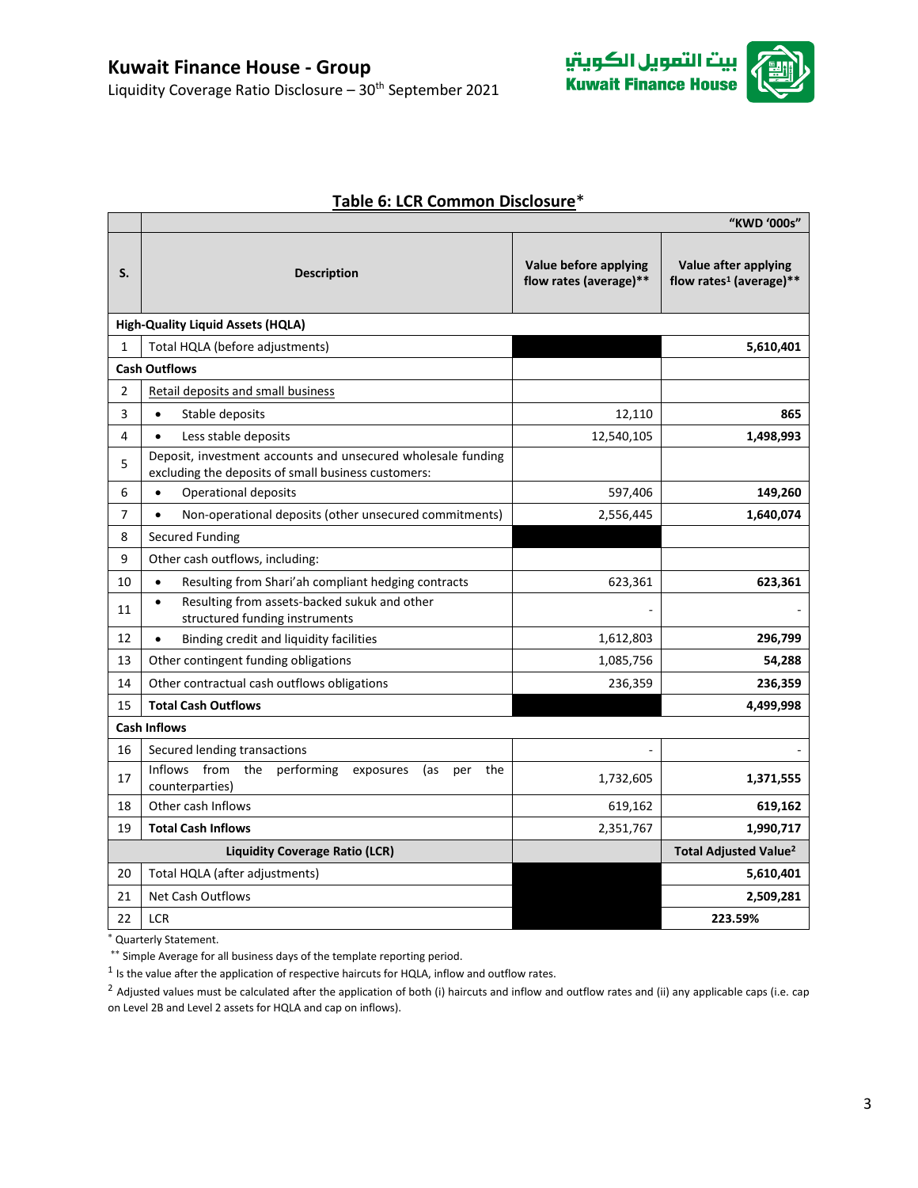Kuwait Finance House - Group

Liquidity Coverage Ratio Disclosure – 30th September 2021

## Table 6: LCR Common Disclosure*

| | | | "KWD '000s" |
|---|---|---|---|
| S. | Description | Value before applying flow rates (average)** | Value after applying flow rates[1] (average)** |
| **High-Quality Liquid Assets (HQLA)** | | | |
| 1 | Total HQLA (before adjustments) | | **5,610,401** |
| **Cash Outflows** | | | |
| 2 | Retail deposits and small business | | |
| 3 | • Stable deposits | 12,110 | **865** |
| 4 | • Less stable deposits | 12,540,105 | **1,498,993** |
| 5 | Deposit, investment accounts and unsecured wholesale funding excluding the deposits of small business customers: | | |
| 6 | • Operational deposits | 597,406 | **149,260** |
| 7 | • Non-operational deposits (other unsecured commitments) | 2,556,445 | **1,640,074** |
| 8 | Secured Funding | | |
| 9 | Other cash outflows, including: | | |
| 10 | • Resulting from Shari'ah compliant hedging contracts | 623,361 | **623,361** |
| 11 | • Resulting from assets-backed sukuk and other structured funding instruments | - | - |
| 12 | • Binding credit and liquidity facilities | 1,612,803 | **296,799** |
| 13 | Other contingent funding obligations | 1,085,756 | **54,288** |
| 14 | Other contractual cash outflows obligations | 236,359 | **236,359** |
| 15 | **Total Cash Outflows** | | **4,499,998** |
| **Cash Inflows** | | | |
| 16 | Secured lending transactions | - | - |
| 17 | Inflows from the performing exposures (as per the counterparties) | 1,732,605 | **1,371,555** |
| 18 | Other cash Inflows | 619,162 | **619,162** |
| 19 | **Total Cash Inflows** | 2,351,767 | **1,990,717** |
| **Liquidity Coverage Ratio (LCR)** | | | **Total Adjusted Value[2]** |
| 20 | Total HQLA (after adjustments) | | **5,610,401** |
| 21 | Net Cash Outflows | | **2,509,281** |
| 22 | LCR | | **223.59%** |

\* Quarterly Statement.

** Simple Average for all business days of the template reporting period.

[1] Is the value after the application of respective haircuts for HQLA, inflow and outflow rates.

[2] Adjusted values must be calculated after the application of both (i) haircuts and inflow and outflow rates and (ii) any applicable caps (i.e. cap on Level 2B and Level 2 assets for HQLA and cap on inflows).